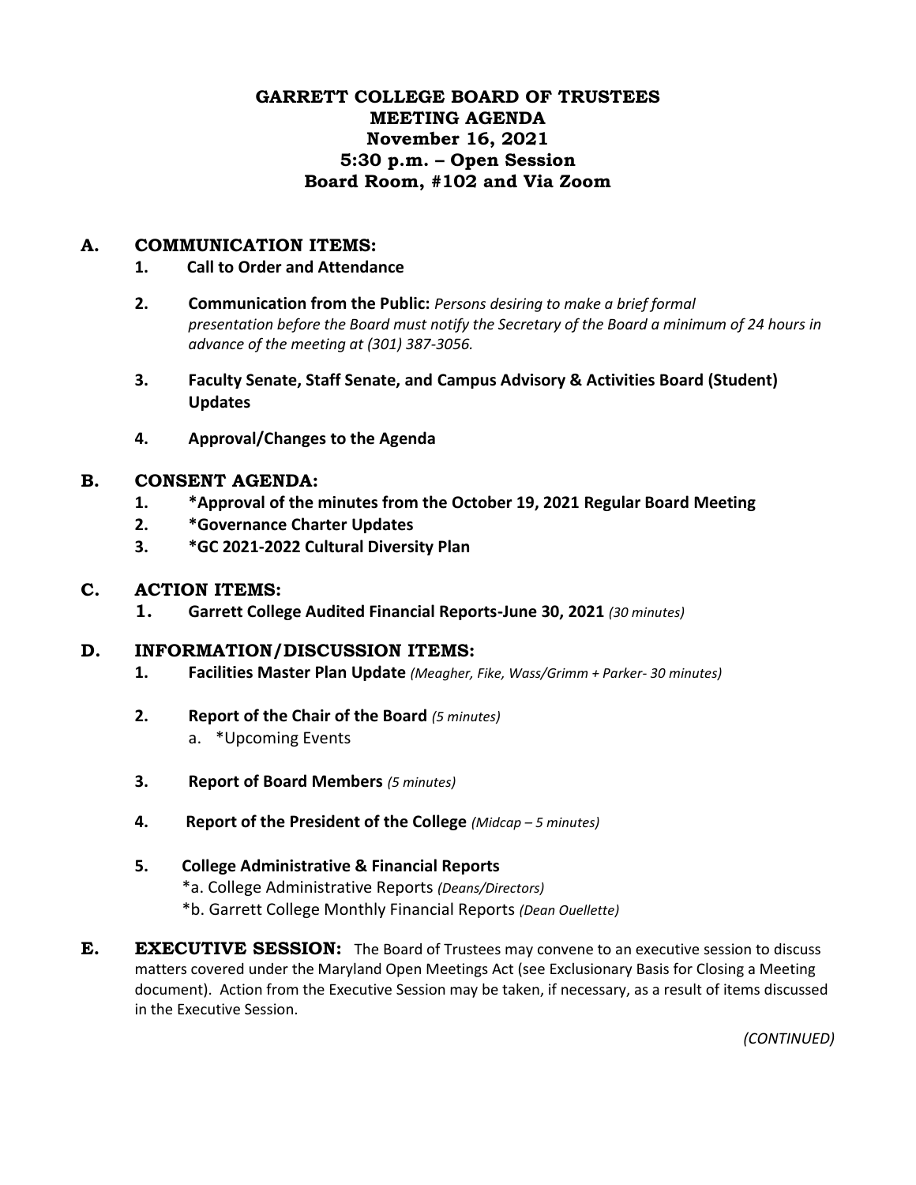# GARRETT COLLEGE BOARD OF TRUSTEES
# MEETING AGENDA
# November 16, 2021
# 5:30 p.m. – Open Session
# Board Room, #102 and Via Zoom

## A. COMMUNICATION ITEMS:

1. **Call to Order and Attendance**

2. **Communication from the Public:** *Persons desiring to make a brief formal presentation before the Board must notify the Secretary of the Board a minimum of 24 hours in advance of the meeting at (301) 387-3056.*

3. **Faculty Senate, Staff Senate, and Campus Advisory & Activities Board (Student) Updates**

4. **Approval/Changes to the Agenda**

## B. CONSENT AGENDA:

1. **\*Approval of the minutes from the October 19, 2021 Regular Board Meeting**
2. **\*Governance Charter Updates**
3. **\*GC 2021-2022 Cultural Diversity Plan**

## C. ACTION ITEMS:

1. **Garrett College Audited Financial Reports-June 30, 2021** *(30 minutes)*

## D. INFORMATION/DISCUSSION ITEMS:

1. **Facilities Master Plan Update** *(Meagher, Fike, Wass/Grimm + Parker- 30 minutes)*

2. **Report of the Chair of the Board** *(5 minutes)*
   a. \*Upcoming Events

3. **Report of Board Members** *(5 minutes)*

4. **Report of the President of the College** *(Midcap – 5 minutes)*

5. **College Administrative & Financial Reports**
   \*a. College Administrative Reports *(Deans/Directors)*
   \*b. Garrett College Monthly Financial Reports *(Dean Ouellette)*

## E. EXECUTIVE SESSION:

The Board of Trustees may convene to an executive session to discuss matters covered under the Maryland Open Meetings Act (see Exclusionary Basis for Closing a Meeting document). Action from the Executive Session may be taken, if necessary, as a result of items discussed in the Executive Session.

*(CONTINUED)*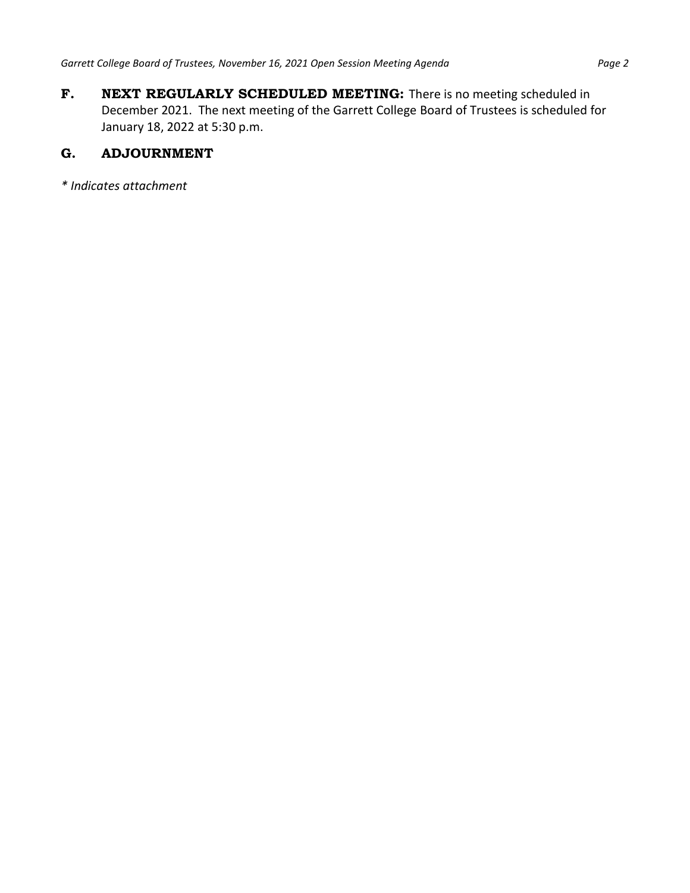**F. NEXT REGULARLY SCHEDULED MEETING:** There is no meeting scheduled in December 2021. The next meeting of the Garrett College Board of Trustees is scheduled for January 18, 2022 at 5:30 p.m.

**G. ADJOURNMENT**

*\* Indicates attachment*